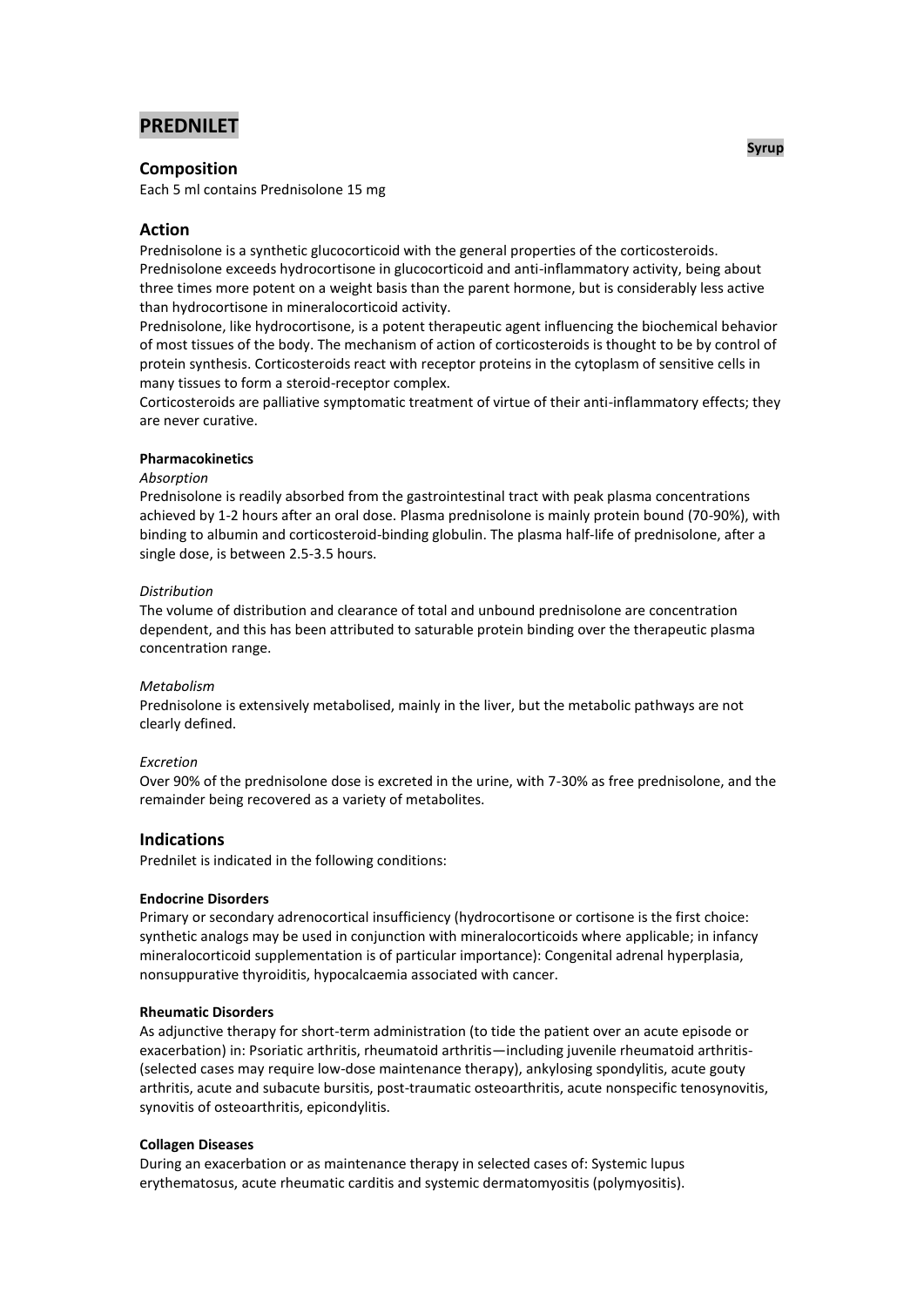# PREDNILET

**Syrup**

## Composition

Each 5 ml contains Prednisolone 15 mg

## Action

Prednisolone is a synthetic glucocorticoid with the general properties of the corticosteroids. Prednisolone exceeds hydrocortisone in glucocorticoid and anti-inflammatory activity, being about three times more potent on a weight basis than the parent hormone, but is considerably less active than hydrocortisone in mineralocorticoid activity.

Prednisolone, like hydrocortisone, is a potent therapeutic agent influencing the biochemical behavior of most tissues of the body. The mechanism of action of corticosteroids is thought to be by control of protein synthesis. Corticosteroids react with receptor proteins in the cytoplasm of sensitive cells in many tissues to form a steroid-receptor complex.

Corticosteroids are palliative symptomatic treatment of virtue of their anti-inflammatory effects; they are never curative.

### Pharmacokinetics

*Absorption*

Prednisolone is readily absorbed from the gastrointestinal tract with peak plasma concentrations achieved by 1-2 hours after an oral dose. Plasma prednisolone is mainly protein bound (70-90%), with binding to albumin and corticosteroid-binding globulin. The plasma half-life of prednisolone, after a single dose, is between 2.5-3.5 hours.

*Distribution*

The volume of distribution and clearance of total and unbound prednisolone are concentration dependent, and this has been attributed to saturable protein binding over the therapeutic plasma concentration range.

*Metabolism*

Prednisolone is extensively metabolised, mainly in the liver, but the metabolic pathways are not clearly defined.

*Excretion*

Over 90% of the prednisolone dose is excreted in the urine, with 7-30% as free prednisolone, and the remainder being recovered as a variety of metabolites.

## Indications

Prednilet is indicated in the following conditions:

### Endocrine Disorders

Primary or secondary adrenocortical insufficiency (hydrocortisone or cortisone is the first choice: synthetic analogs may be used in conjunction with mineralocorticoids where applicable; in infancy mineralocorticoid supplementation is of particular importance): Congenital adrenal hyperplasia, nonsuppurative thyroiditis, hypocalcaemia associated with cancer.

### Rheumatic Disorders

As adjunctive therapy for short-term administration (to tide the patient over an acute episode or exacerbation) in: Psoriatic arthritis, rheumatoid arthritis—including juvenile rheumatoid arthritis- (selected cases may require low-dose maintenance therapy), ankylosing spondylitis, acute gouty arthritis, acute and subacute bursitis, post-traumatic osteoarthritis, acute nonspecific tenosynovitis, synovitis of osteoarthritis, epicondylitis.

### Collagen Diseases

During an exacerbation or as maintenance therapy in selected cases of: Systemic lupus erythematosus, acute rheumatic carditis and systemic dermatomyositis (polymyositis).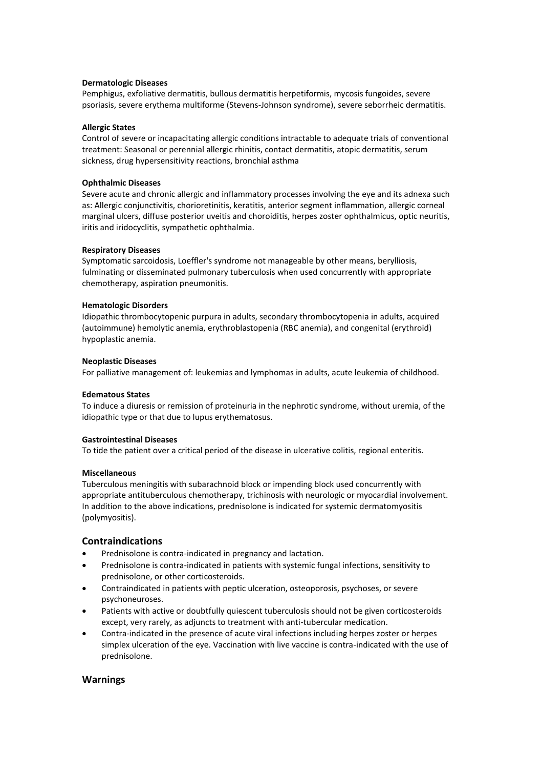**Dermatologic Diseases**
Pemphigus, exfoliative dermatitis, bullous dermatitis herpetiformis, mycosis fungoides, severe psoriasis, severe erythema multiforme (Stevens-Johnson syndrome), severe seborrheic dermatitis.

**Allergic States**
Control of severe or incapacitating allergic conditions intractable to adequate trials of conventional treatment: Seasonal or perennial allergic rhinitis, contact dermatitis, atopic dermatitis, serum sickness, drug hypersensitivity reactions, bronchial asthma

**Ophthalmic Diseases**
Severe acute and chronic allergic and inflammatory processes involving the eye and its adnexa such as: Allergic conjunctivitis, chorioretinitis, keratitis, anterior segment inflammation, allergic corneal marginal ulcers, diffuse posterior uveitis and choroiditis, herpes zoster ophthalmicus, optic neuritis, iritis and iridocyclitis, sympathetic ophthalmia.

**Respiratory Diseases**
Symptomatic sarcoidosis, Loeffler's syndrome not manageable by other means, berylliosis, fulminating or disseminated pulmonary tuberculosis when used concurrently with appropriate chemotherapy, aspiration pneumonitis.

**Hematologic Disorders**
Idiopathic thrombocytopenic purpura in adults, secondary thrombocytopenia in adults, acquired (autoimmune) hemolytic anemia, erythroblastopenia (RBC anemia), and congenital (erythroid) hypoplastic anemia.

**Neoplastic Diseases**
For palliative management of: leukemias and lymphomas in adults, acute leukemia of childhood.

**Edematous States**
To induce a diuresis or remission of proteinuria in the nephrotic syndrome, without uremia, of the idiopathic type or that due to lupus erythematosus.

**Gastrointestinal Diseases**
To tide the patient over a critical period of the disease in ulcerative colitis, regional enteritis.

**Miscellaneous**
Tuberculous meningitis with subarachnoid block or impending block used concurrently with appropriate antituberculous chemotherapy, trichinosis with neurologic or myocardial involvement. In addition to the above indications, prednisolone is indicated for systemic dermatomyositis (polymyositis).

## Contraindications

- Prednisolone is contra-indicated in pregnancy and lactation.
- Prednisolone is contra-indicated in patients with systemic fungal infections, sensitivity to prednisolone, or other corticosteroids.
- Contraindicated in patients with peptic ulceration, osteoporosis, psychoses, or severe psychoneuroses.
- Patients with active or doubtfully quiescent tuberculosis should not be given corticosteroids except, very rarely, as adjuncts to treatment with anti-tubercular medication.
- Contra-indicated in the presence of acute viral infections including herpes zoster or herpes simplex ulceration of the eye. Vaccination with live vaccine is contra-indicated with the use of prednisolone.

## Warnings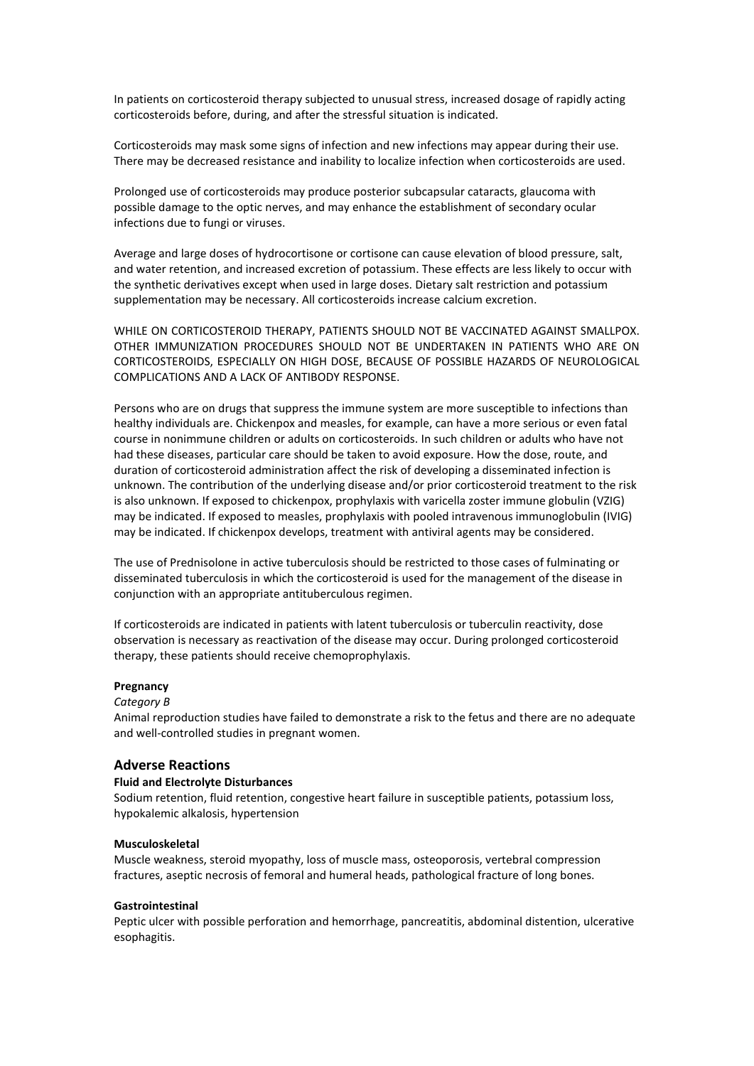In patients on corticosteroid therapy subjected to unusual stress, increased dosage of rapidly acting corticosteroids before, during, and after the stressful situation is indicated.

Corticosteroids may mask some signs of infection and new infections may appear during their use. There may be decreased resistance and inability to localize infection when corticosteroids are used.

Prolonged use of corticosteroids may produce posterior subcapsular cataracts, glaucoma with possible damage to the optic nerves, and may enhance the establishment of secondary ocular infections due to fungi or viruses.

Average and large doses of hydrocortisone or cortisone can cause elevation of blood pressure, salt, and water retention, and increased excretion of potassium. These effects are less likely to occur with the synthetic derivatives except when used in large doses. Dietary salt restriction and potassium supplementation may be necessary. All corticosteroids increase calcium excretion.

WHILE ON CORTICOSTEROID THERAPY, PATIENTS SHOULD NOT BE VACCINATED AGAINST SMALLPOX. OTHER IMMUNIZATION PROCEDURES SHOULD NOT BE UNDERTAKEN IN PATIENTS WHO ARE ON CORTICOSTEROIDS, ESPECIALLY ON HIGH DOSE, BECAUSE OF POSSIBLE HAZARDS OF NEUROLOGICAL COMPLICATIONS AND A LACK OF ANTIBODY RESPONSE.

Persons who are on drugs that suppress the immune system are more susceptible to infections than healthy individuals are. Chickenpox and measles, for example, can have a more serious or even fatal course in nonimmune children or adults on corticosteroids. In such children or adults who have not had these diseases, particular care should be taken to avoid exposure. How the dose, route, and duration of corticosteroid administration affect the risk of developing a disseminated infection is unknown. The contribution of the underlying disease and/or prior corticosteroid treatment to the risk is also unknown. If exposed to chickenpox, prophylaxis with varicella zoster immune globulin (VZIG) may be indicated. If exposed to measles, prophylaxis with pooled intravenous immunoglobulin (IVIG) may be indicated. If chickenpox develops, treatment with antiviral agents may be considered.

The use of Prednisolone in active tuberculosis should be restricted to those cases of fulminating or disseminated tuberculosis in which the corticosteroid is used for the management of the disease in conjunction with an appropriate antituberculous regimen.

If corticosteroids are indicated in patients with latent tuberculosis or tuberculin reactivity, dose observation is necessary as reactivation of the disease may occur. During prolonged corticosteroid therapy, these patients should receive chemoprophylaxis.

**Pregnancy**

*Category B*

Animal reproduction studies have failed to demonstrate a risk to the fetus and there are no adequate and well-controlled studies in pregnant women.

## Adverse Reactions

**Fluid and Electrolyte Disturbances**

Sodium retention, fluid retention, congestive heart failure in susceptible patients, potassium loss, hypokalemic alkalosis, hypertension

**Musculoskeletal**

Muscle weakness, steroid myopathy, loss of muscle mass, osteoporosis, vertebral compression fractures, aseptic necrosis of femoral and humeral heads, pathological fracture of long bones.

**Gastrointestinal**

Peptic ulcer with possible perforation and hemorrhage, pancreatitis, abdominal distention, ulcerative esophagitis.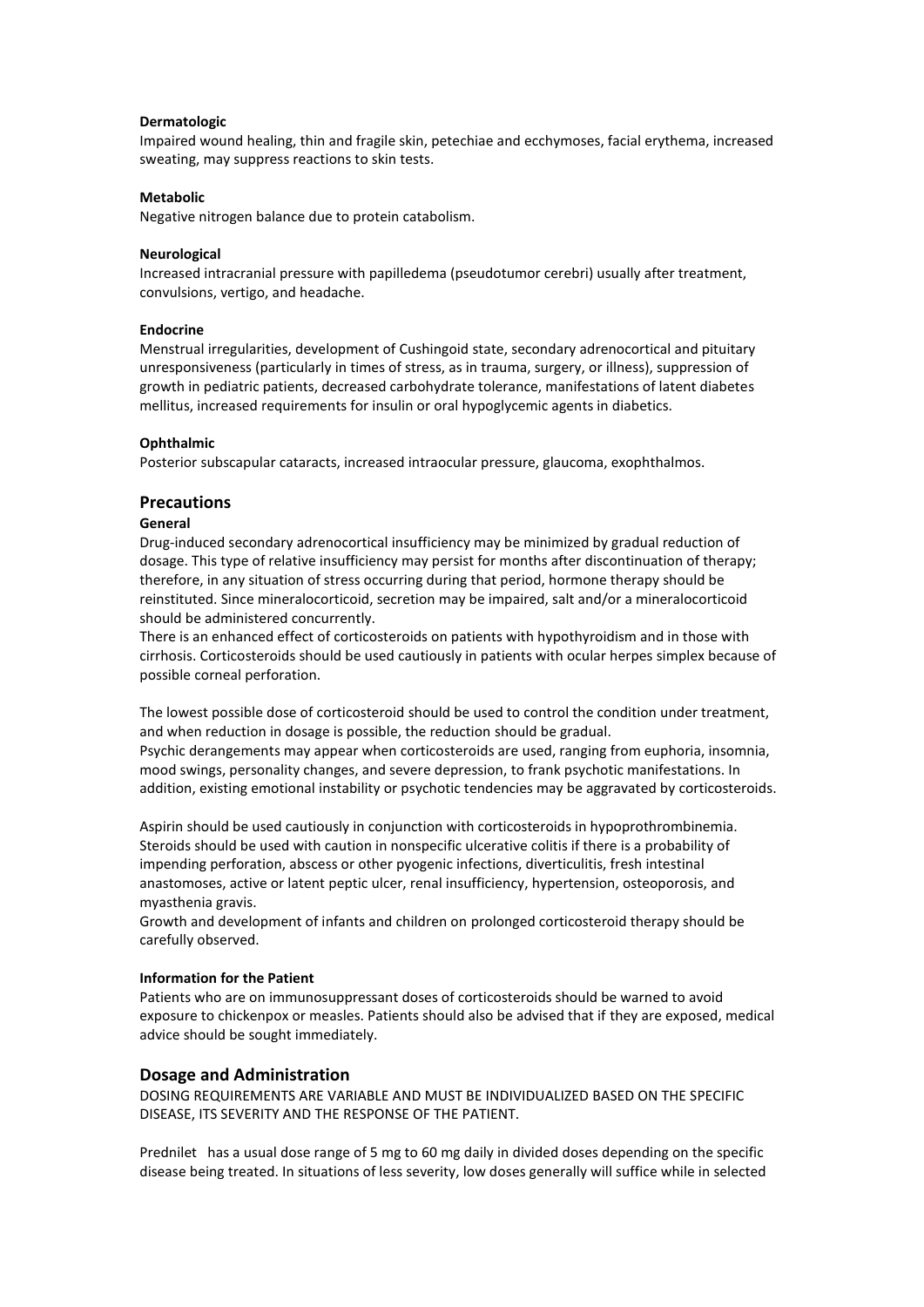**Dermatologic**

Impaired wound healing, thin and fragile skin, petechiae and ecchymoses, facial erythema, increased sweating, may suppress reactions to skin tests.

**Metabolic**

Negative nitrogen balance due to protein catabolism.

**Neurological**

Increased intracranial pressure with papilledema (pseudotumor cerebri) usually after treatment, convulsions, vertigo, and headache.

**Endocrine**

Menstrual irregularities, development of Cushingoid state, secondary adrenocortical and pituitary unresponsiveness (particularly in times of stress, as in trauma, surgery, or illness), suppression of growth in pediatric patients, decreased carbohydrate tolerance, manifestations of latent diabetes mellitus, increased requirements for insulin or oral hypoglycemic agents in diabetics.

**Ophthalmic**

Posterior subscapular cataracts, increased intraocular pressure, glaucoma, exophthalmos.

## Precautions

**General**

Drug-induced secondary adrenocortical insufficiency may be minimized by gradual reduction of dosage. This type of relative insufficiency may persist for months after discontinuation of therapy; therefore, in any situation of stress occurring during that period, hormone therapy should be reinstituted. Since mineralocorticoid, secretion may be impaired, salt and/or a mineralocorticoid should be administered concurrently.

There is an enhanced effect of corticosteroids on patients with hypothyroidism and in those with cirrhosis. Corticosteroids should be used cautiously in patients with ocular herpes simplex because of possible corneal perforation.

The lowest possible dose of corticosteroid should be used to control the condition under treatment, and when reduction in dosage is possible, the reduction should be gradual.

Psychic derangements may appear when corticosteroids are used, ranging from euphoria, insomnia, mood swings, personality changes, and severe depression, to frank psychotic manifestations. In addition, existing emotional instability or psychotic tendencies may be aggravated by corticosteroids.

Aspirin should be used cautiously in conjunction with corticosteroids in hypoprothrombinemia.

Steroids should be used with caution in nonspecific ulcerative colitis if there is a probability of impending perforation, abscess or other pyogenic infections, diverticulitis, fresh intestinal anastomoses, active or latent peptic ulcer, renal insufficiency, hypertension, osteoporosis, and myasthenia gravis.

Growth and development of infants and children on prolonged corticosteroid therapy should be carefully observed.

**Information for the Patient**

Patients who are on immunosuppressant doses of corticosteroids should be warned to avoid exposure to chickenpox or measles. Patients should also be advised that if they are exposed, medical advice should be sought immediately.

## Dosage and Administration

DOSING REQUIREMENTS ARE VARIABLE AND MUST BE INDIVIDUALIZED BASED ON THE SPECIFIC DISEASE, ITS SEVERITY AND THE RESPONSE OF THE PATIENT.

Prednilet has a usual dose range of 5 mg to 60 mg daily in divided doses depending on the specific disease being treated. In situations of less severity, low doses generally will suffice while in selected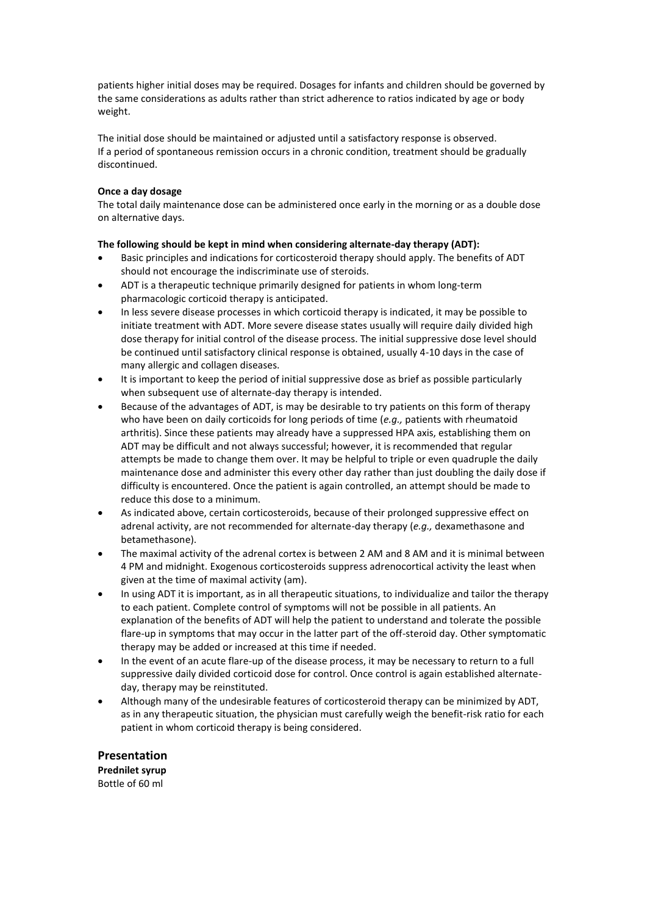patients higher initial doses may be required. Dosages for infants and children should be governed by the same considerations as adults rather than strict adherence to ratios indicated by age or body weight.

The initial dose should be maintained or adjusted until a satisfactory response is observed.
If a period of spontaneous remission occurs in a chronic condition, treatment should be gradually discontinued.

**Once a day dosage**
The total daily maintenance dose can be administered once early in the morning or as a double dose on alternative days.

**The following should be kept in mind when considering alternate-day therapy (ADT):**

- Basic principles and indications for corticosteroid therapy should apply. The benefits of ADT should not encourage the indiscriminate use of steroids.
- ADT is a therapeutic technique primarily designed for patients in whom long-term pharmacologic corticoid therapy is anticipated.
- In less severe disease processes in which corticoid therapy is indicated, it may be possible to initiate treatment with ADT. More severe disease states usually will require daily divided high dose therapy for initial control of the disease process. The initial suppressive dose level should be continued until satisfactory clinical response is obtained, usually 4-10 days in the case of many allergic and collagen diseases.
- It is important to keep the period of initial suppressive dose as brief as possible particularly when subsequent use of alternate-day therapy is intended.
- Because of the advantages of ADT, is may be desirable to try patients on this form of therapy who have been on daily corticoids for long periods of time (*e.g.,* patients with rheumatoid arthritis). Since these patients may already have a suppressed HPA axis, establishing them on ADT may be difficult and not always successful; however, it is recommended that regular attempts be made to change them over. It may be helpful to triple or even quadruple the daily maintenance dose and administer this every other day rather than just doubling the daily dose if difficulty is encountered. Once the patient is again controlled, an attempt should be made to reduce this dose to a minimum.
- As indicated above, certain corticosteroids, because of their prolonged suppressive effect on adrenal activity, are not recommended for alternate-day therapy (*e.g.,* dexamethasone and betamethasone).
- The maximal activity of the adrenal cortex is between 2 AM and 8 AM and it is minimal between 4 PM and midnight. Exogenous corticosteroids suppress adrenocortical activity the least when given at the time of maximal activity (am).
- In using ADT it is important, as in all therapeutic situations, to individualize and tailor the therapy to each patient. Complete control of symptoms will not be possible in all patients. An explanation of the benefits of ADT will help the patient to understand and tolerate the possible flare-up in symptoms that may occur in the latter part of the off-steroid day. Other symptomatic therapy may be added or increased at this time if needed.
- In the event of an acute flare-up of the disease process, it may be necessary to return to a full suppressive daily divided corticoid dose for control. Once control is again established alternate-day, therapy may be reinstituted.
- Although many of the undesirable features of corticosteroid therapy can be minimized by ADT, as in any therapeutic situation, the physician must carefully weigh the benefit-risk ratio for each patient in whom corticoid therapy is being considered.

## Presentation

**Prednilet syrup**
Bottle of 60 ml